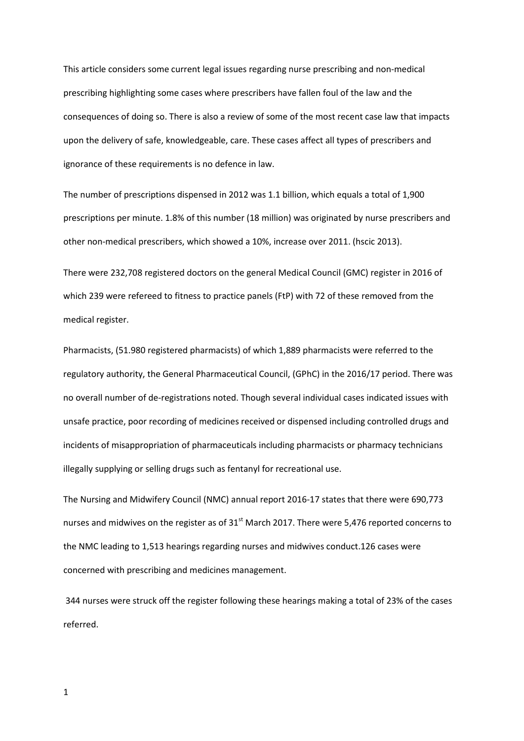This article considers some current legal issues regarding nurse prescribing and non-medical prescribing highlighting some cases where prescribers have fallen foul of the law and the consequences of doing so. There is also a review of some of the most recent case law that impacts upon the delivery of safe, knowledgeable, care. These cases affect all types of prescribers and ignorance of these requirements is no defence in law.

The number of prescriptions dispensed in 2012 was 1.1 billion, which equals a total of 1,900 prescriptions per minute. 1.8% of this number (18 million) was originated by nurse prescribers and other non-medical prescribers, which showed a 10%, increase over 2011. (hscic 2013).

There were 232,708 registered doctors on the general Medical Council (GMC) register in 2016 of which 239 were refereed to fitness to practice panels (FtP) with 72 of these removed from the medical register.

Pharmacists, (51.980 registered pharmacists) of which 1,889 pharmacists were referred to the regulatory authority, the General Pharmaceutical Council, (GPhC) in the 2016/17 period. There was no overall number of de-registrations noted. Though several individual cases indicated issues with unsafe practice, poor recording of medicines received or dispensed including controlled drugs and incidents of misappropriation of pharmaceuticals including pharmacists or pharmacy technicians illegally supplying or selling drugs such as fentanyl for recreational use.

The Nursing and Midwifery Council (NMC) annual report 2016-17 states that there were 690,773 nurses and midwives on the register as of 31st March 2017. There were 5,476 reported concerns to the NMC leading to 1,513 hearings regarding nurses and midwives conduct.126 cases were concerned with prescribing and medicines management.

344 nurses were struck off the register following these hearings making a total of 23% of the cases referred.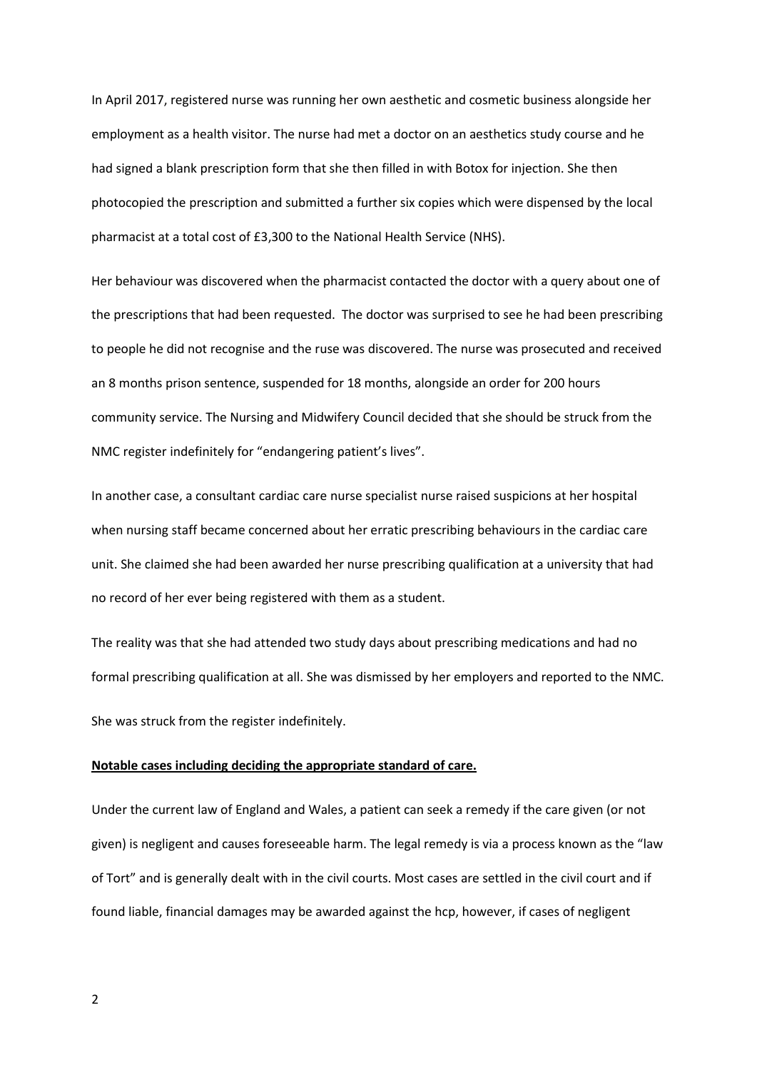In April 2017, registered nurse was running her own aesthetic and cosmetic business alongside her employment as a health visitor. The nurse had met a doctor on an aesthetics study course and he had signed a blank prescription form that she then filled in with Botox for injection. She then photocopied the prescription and submitted a further six copies which were dispensed by the local pharmacist at a total cost of £3,300 to the National Health Service (NHS).

Her behaviour was discovered when the pharmacist contacted the doctor with a query about one of the prescriptions that had been requested. The doctor was surprised to see he had been prescribing to people he did not recognise and the ruse was discovered. The nurse was prosecuted and received an 8 months prison sentence, suspended for 18 months, alongside an order for 200 hours community service. The Nursing and Midwifery Council decided that she should be struck from the NMC register indefinitely for "endangering patient's lives".

In another case, a consultant cardiac care nurse specialist nurse raised suspicions at her hospital when nursing staff became concerned about her erratic prescribing behaviours in the cardiac care unit. She claimed she had been awarded her nurse prescribing qualification at a university that had no record of her ever being registered with them as a student.

The reality was that she had attended two study days about prescribing medications and had no formal prescribing qualification at all. She was dismissed by her employers and reported to the NMC.

She was struck from the register indefinitely.

**Notable cases including deciding the appropriate standard of care.**

Under the current law of England and Wales, a patient can seek a remedy if the care given (or not given) is negligent and causes foreseeable harm. The legal remedy is via a process known as the "law of Tort" and is generally dealt with in the civil courts. Most cases are settled in the civil court and if found liable, financial damages may be awarded against the hcp, however, if cases of negligent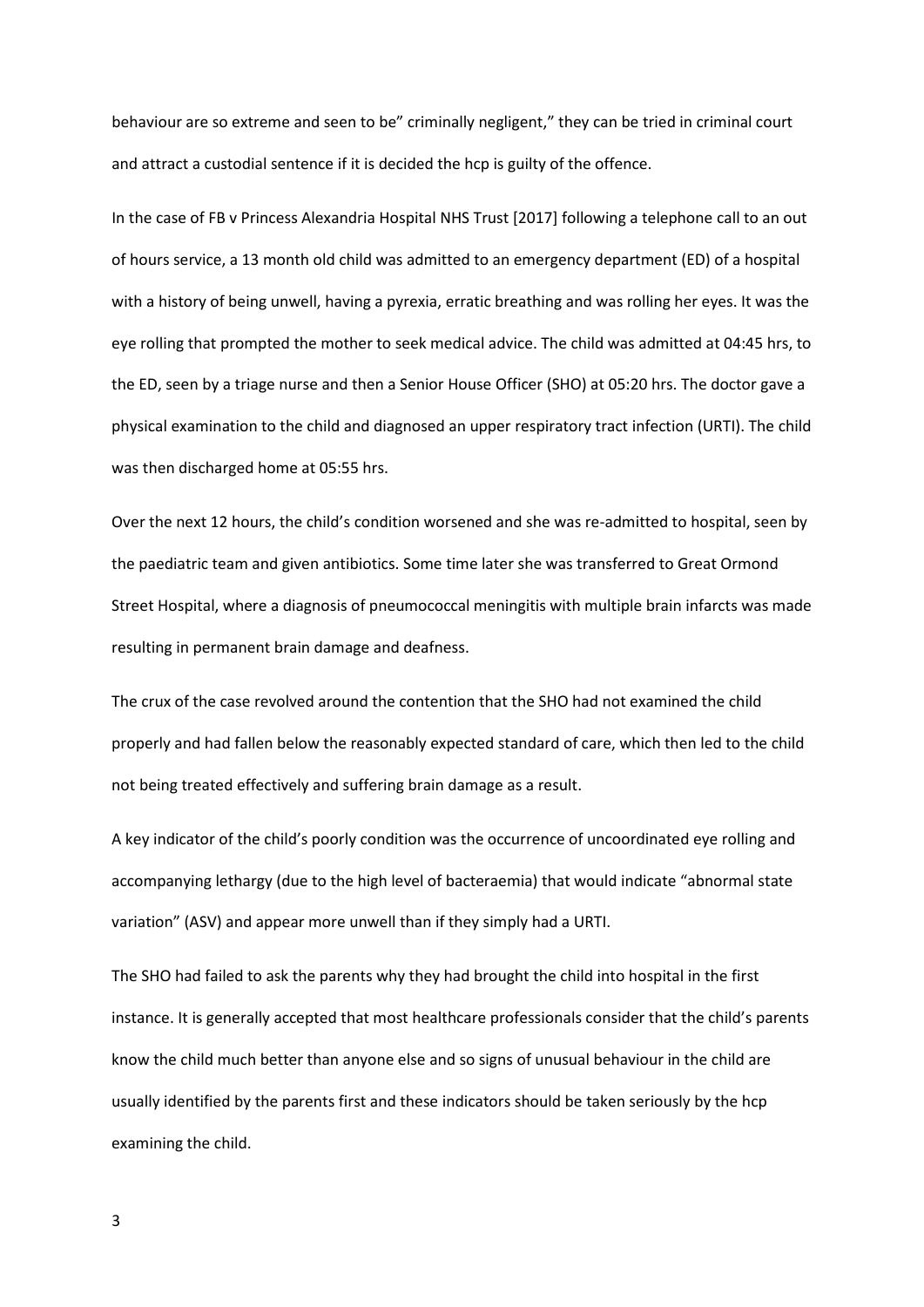behaviour are so extreme and seen to be" criminally negligent," they can be tried in criminal court and attract a custodial sentence if it is decided the hcp is guilty of the offence.

In the case of FB v Princess Alexandria Hospital NHS Trust [2017] following a telephone call to an out of hours service, a 13 month old child was admitted to an emergency department (ED) of a hospital with a history of being unwell, having a pyrexia, erratic breathing and was rolling her eyes. It was the eye rolling that prompted the mother to seek medical advice. The child was admitted at 04:45 hrs, to the ED, seen by a triage nurse and then a Senior House Officer (SHO) at 05:20 hrs. The doctor gave a physical examination to the child and diagnosed an upper respiratory tract infection (URTI). The child was then discharged home at 05:55 hrs.

Over the next 12 hours, the child's condition worsened and she was re-admitted to hospital, seen by the paediatric team and given antibiotics. Some time later she was transferred to Great Ormond Street Hospital, where a diagnosis of pneumococcal meningitis with multiple brain infarcts was made resulting in permanent brain damage and deafness.

The crux of the case revolved around the contention that the SHO had not examined the child properly and had fallen below the reasonably expected standard of care, which then led to the child not being treated effectively and suffering brain damage as a result.

A key indicator of the child's poorly condition was the occurrence of uncoordinated eye rolling and accompanying lethargy (due to the high level of bacteraemia) that would indicate "abnormal state variation" (ASV) and appear more unwell than if they simply had a URTI.

The SHO had failed to ask the parents why they had brought the child into hospital in the first instance. It is generally accepted that most healthcare professionals consider that the child's parents know the child much better than anyone else and so signs of unusual behaviour in the child are usually identified by the parents first and these indicators should be taken seriously by the hcp examining the child.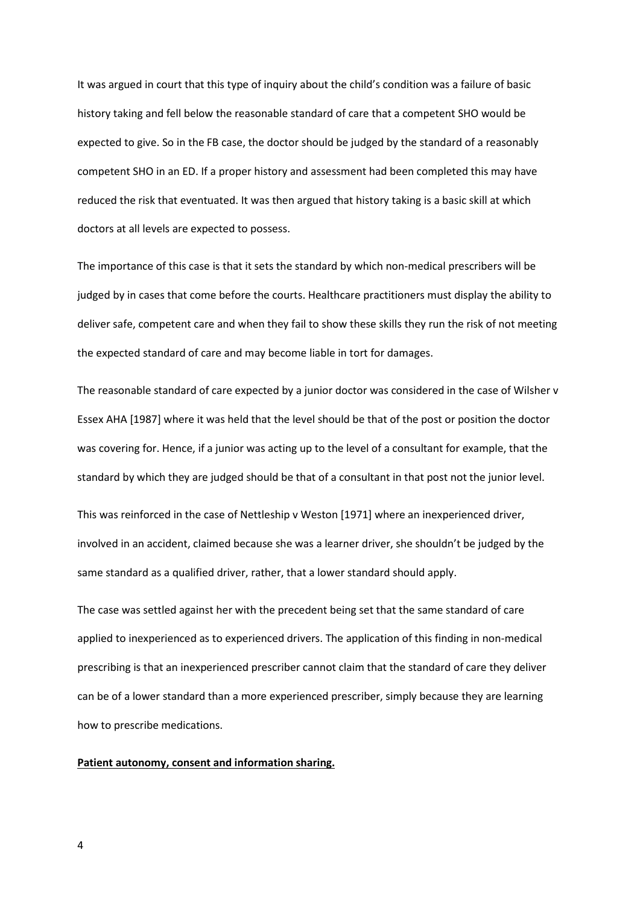It was argued in court that this type of inquiry about the child's condition was a failure of basic history taking and fell below the reasonable standard of care that a competent SHO would be expected to give. So in the FB case, the doctor should be judged by the standard of a reasonably competent SHO in an ED. If a proper history and assessment had been completed this may have reduced the risk that eventuated. It was then argued that history taking is a basic skill at which doctors at all levels are expected to possess.

The importance of this case is that it sets the standard by which non-medical prescribers will be judged by in cases that come before the courts. Healthcare practitioners must display the ability to deliver safe, competent care and when they fail to show these skills they run the risk of not meeting the expected standard of care and may become liable in tort for damages.

The reasonable standard of care expected by a junior doctor was considered in the case of Wilsher v Essex AHA [1987] where it was held that the level should be that of the post or position the doctor was covering for. Hence, if a junior was acting up to the level of a consultant for example, that the standard by which they are judged should be that of a consultant in that post not the junior level.

This was reinforced in the case of Nettleship v Weston [1971] where an inexperienced driver, involved in an accident, claimed because she was a learner driver, she shouldn't be judged by the same standard as a qualified driver, rather, that a lower standard should apply.

The case was settled against her with the precedent being set that the same standard of care applied to inexperienced as to experienced drivers. The application of this finding in non-medical prescribing is that an inexperienced prescriber cannot claim that the standard of care they deliver can be of a lower standard than a more experienced prescriber, simply because they are learning how to prescribe medications.

**<u>Patient autonomy, consent and information sharing.</u>**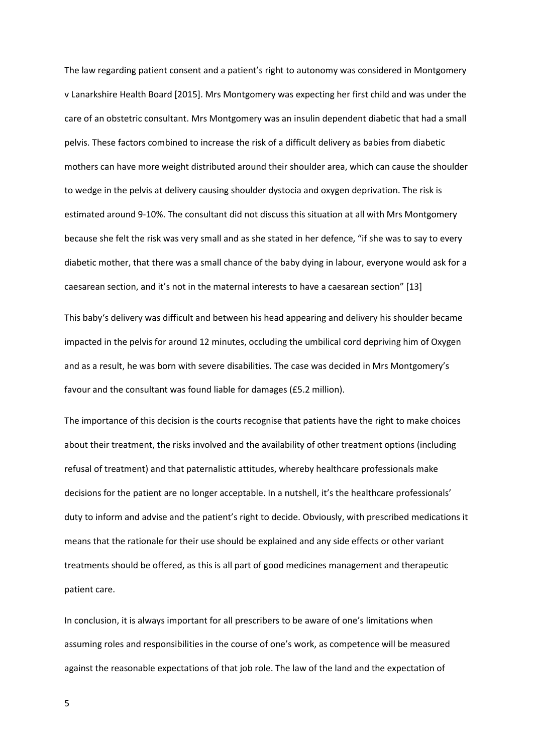The law regarding patient consent and a patient's right to autonomy was considered in Montgomery v Lanarkshire Health Board [2015]. Mrs Montgomery was expecting her first child and was under the care of an obstetric consultant. Mrs Montgomery was an insulin dependent diabetic that had a small pelvis. These factors combined to increase the risk of a difficult delivery as babies from diabetic mothers can have more weight distributed around their shoulder area, which can cause the shoulder to wedge in the pelvis at delivery causing shoulder dystocia and oxygen deprivation. The risk is estimated around 9-10%. The consultant did not discuss this situation at all with Mrs Montgomery because she felt the risk was very small and as she stated in her defence, "if she was to say to every diabetic mother, that there was a small chance of the baby dying in labour, everyone would ask for a caesarean section, and it's not in the maternal interests to have a caesarean section" [13]

This baby's delivery was difficult and between his head appearing and delivery his shoulder became impacted in the pelvis for around 12 minutes, occluding the umbilical cord depriving him of Oxygen and as a result, he was born with severe disabilities. The case was decided in Mrs Montgomery's favour and the consultant was found liable for damages (£5.2 million).

The importance of this decision is the courts recognise that patients have the right to make choices about their treatment, the risks involved and the availability of other treatment options (including refusal of treatment) and that paternalistic attitudes, whereby healthcare professionals make decisions for the patient are no longer acceptable. In a nutshell, it's the healthcare professionals' duty to inform and advise and the patient's right to decide. Obviously, with prescribed medications it means that the rationale for their use should be explained and any side effects or other variant treatments should be offered, as this is all part of good medicines management and therapeutic patient care.

In conclusion, it is always important for all prescribers to be aware of one's limitations when assuming roles and responsibilities in the course of one's work, as competence will be measured against the reasonable expectations of that job role. The law of the land and the expectation of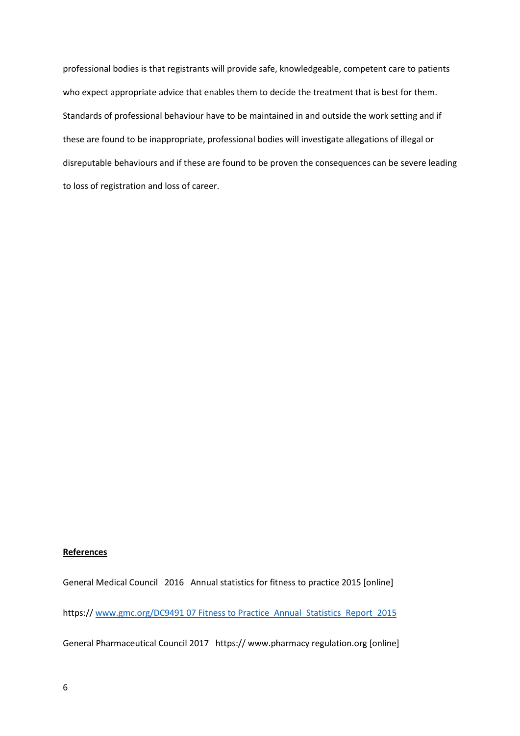professional bodies is that registrants will provide safe, knowledgeable, competent care to patients who expect appropriate advice that enables them to decide the treatment that is best for them. Standards of professional behaviour have to be maintained in and outside the work setting and if these are found to be inappropriate, professional bodies will investigate allegations of illegal or disreputable behaviours and if these are found to be proven the consequences can be severe leading to loss of registration and loss of career.

**References**

General Medical Council 2016 Annual statistics for fitness to practice 2015 [online]

https:// www.gmc.org/DC9491 07 Fitness to Practice_Annual_Statistics_Report_2015

General Pharmaceutical Council 2017 https:// www.pharmacy regulation.org [online]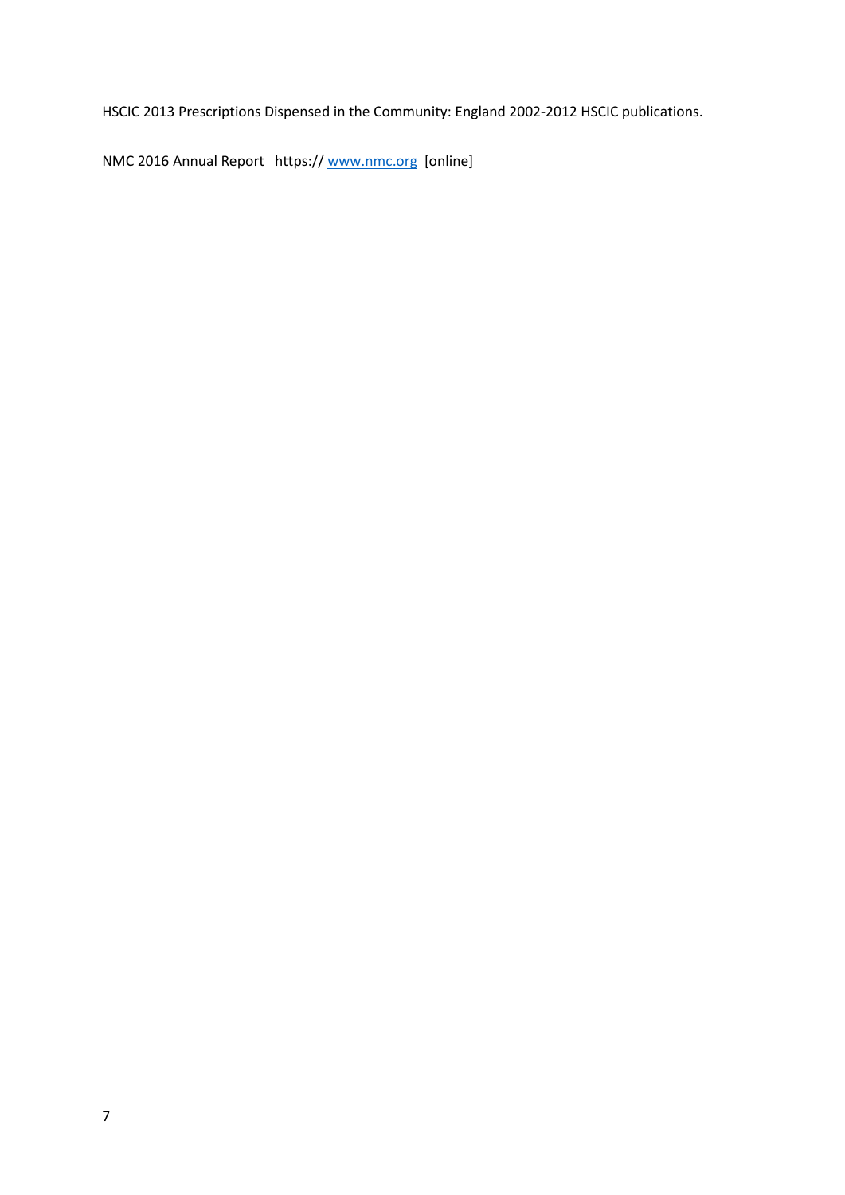HSCIC 2013 Prescriptions Dispensed in the Community: England 2002-2012 HSCIC publications.

NMC 2016 Annual Report https:// www.nmc.org [online]